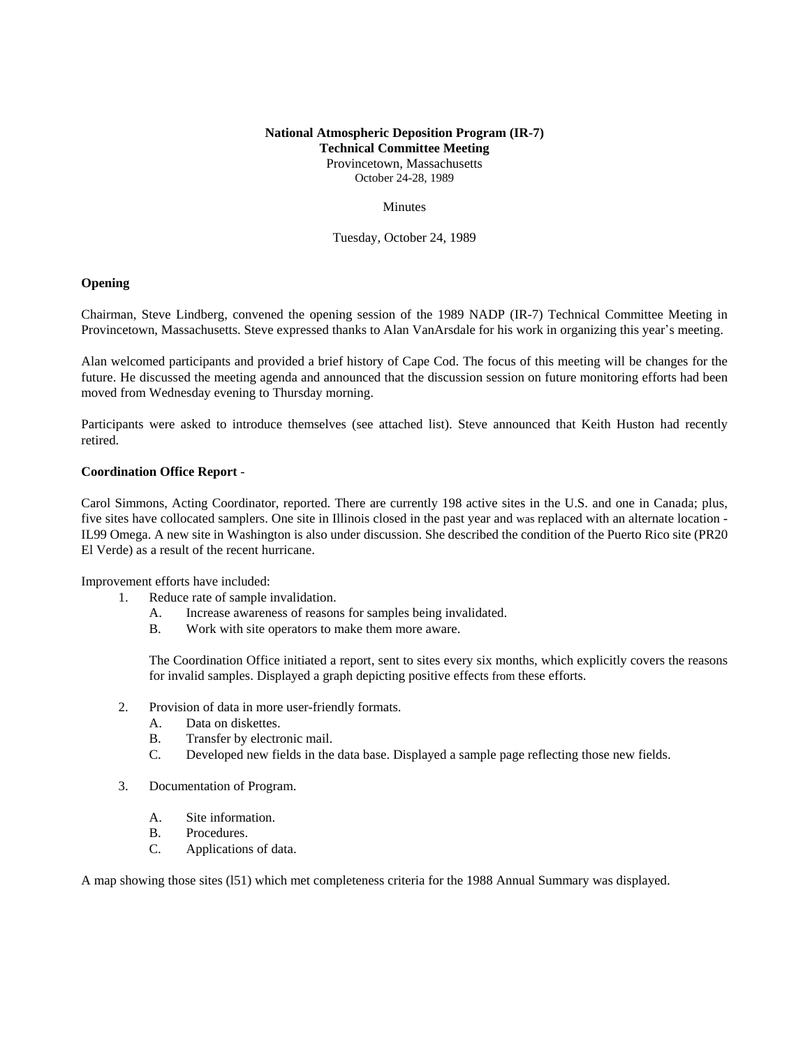**National Atmospheric Deposition Program (IR-7)**
**Technical Committee Meeting**
Provincetown, Massachusetts
October 24-28, 1989

Minutes

Tuesday, October 24, 1989

**Opening**

Chairman, Steve Lindberg, convened the opening session of the 1989 NADP (IR-7) Technical Committee Meeting in Provincetown, Massachusetts. Steve expressed thanks to Alan VanArsdale for his work in organizing this year's meeting.

Alan welcomed participants and provided a brief history of Cape Cod. The focus of this meeting will be changes for the future. He discussed the meeting agenda and announced that the discussion session on future monitoring efforts had been moved from Wednesday evening to Thursday morning.

Participants were asked to introduce themselves (see attached list). Steve announced that Keith Huston had recently retired.

**Coordination Office Report** -

Carol Simmons, Acting Coordinator, reported. There are currently 198 active sites in the U.S. and one in Canada; plus, five sites have collocated samplers. One site in Illinois closed in the past year and was replaced with an alternate location - IL99 Omega. A new site in Washington is also under discussion. She described the condition of the Puerto Rico site (PR20 El Verde) as a result of the recent hurricane.

Improvement efforts have included:

1. Reduce rate of sample invalidation.
   - A. Increase awareness of reasons for samples being invalidated.
   - B. Work with site operators to make them more aware.

   The Coordination Office initiated a report, sent to sites every six months, which explicitly covers the reasons for invalid samples. Displayed a graph depicting positive effects from these efforts.

2. Provision of data in more user-friendly formats.
   - A. Data on diskettes.
   - B. Transfer by electronic mail.
   - C. Developed new fields in the data base. Displayed a sample page reflecting those new fields.

3. Documentation of Program.
   - A. Site information.
   - B. Procedures.
   - C. Applications of data.

A map showing those sites (l51) which met completeness criteria for the 1988 Annual Summary was displayed.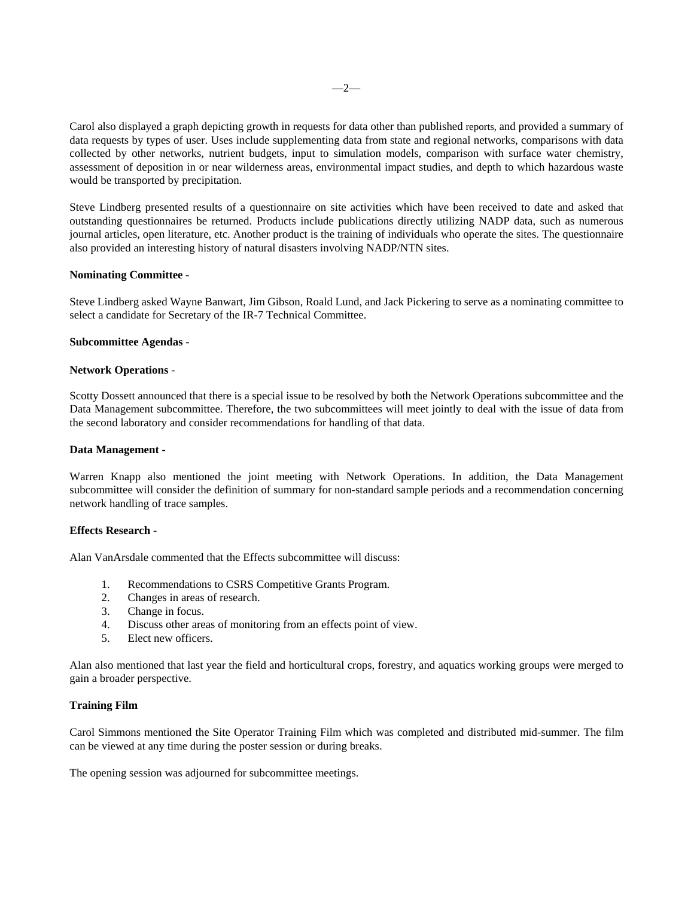Carol also displayed a graph depicting growth in requests for data other than published reports, and provided a summary of data requests by types of user. Uses include supplementing data from state and regional networks, comparisons with data collected by other networks, nutrient budgets, input to simulation models, comparison with surface water chemistry, assessment of deposition in or near wilderness areas, environmental impact studies, and depth to which hazardous waste would be transported by precipitation.

Steve Lindberg presented results of a questionnaire on site activities which have been received to date and asked that outstanding questionnaires be returned. Products include publications directly utilizing NADP data, such as numerous journal articles, open literature, etc. Another product is the training of individuals who operate the sites. The questionnaire also provided an interesting history of natural disasters involving NADP/NTN sites.

**Nominating Committee** -

Steve Lindberg asked Wayne Banwart, Jim Gibson, Roald Lund, and Jack Pickering to serve as a nominating committee to select a candidate for Secretary of the IR-7 Technical Committee.

**Subcommittee Agendas** -

**Network Operations** -

Scotty Dossett announced that there is a special issue to be resolved by both the Network Operations subcommittee and the Data Management subcommittee. Therefore, the two subcommittees will meet jointly to deal with the issue of data from the second laboratory and consider recommendations for handling of that data.

**Data Management -**

Warren Knapp also mentioned the joint meeting with Network Operations. In addition, the Data Management subcommittee will consider the definition of summary for non-standard sample periods and a recommendation concerning network handling of trace samples.

**Effects Research -**

Alan VanArsdale commented that the Effects subcommittee will discuss:

1. Recommendations to CSRS Competitive Grants Program.
2. Changes in areas of research.
3. Change in focus.
4. Discuss other areas of monitoring from an effects point of view.
5. Elect new officers.

Alan also mentioned that last year the field and horticultural crops, forestry, and aquatics working groups were merged to gain a broader perspective.

**Training Film**

Carol Simmons mentioned the Site Operator Training Film which was completed and distributed mid-summer. The film can be viewed at any time during the poster session or during breaks.

The opening session was adjourned for subcommittee meetings.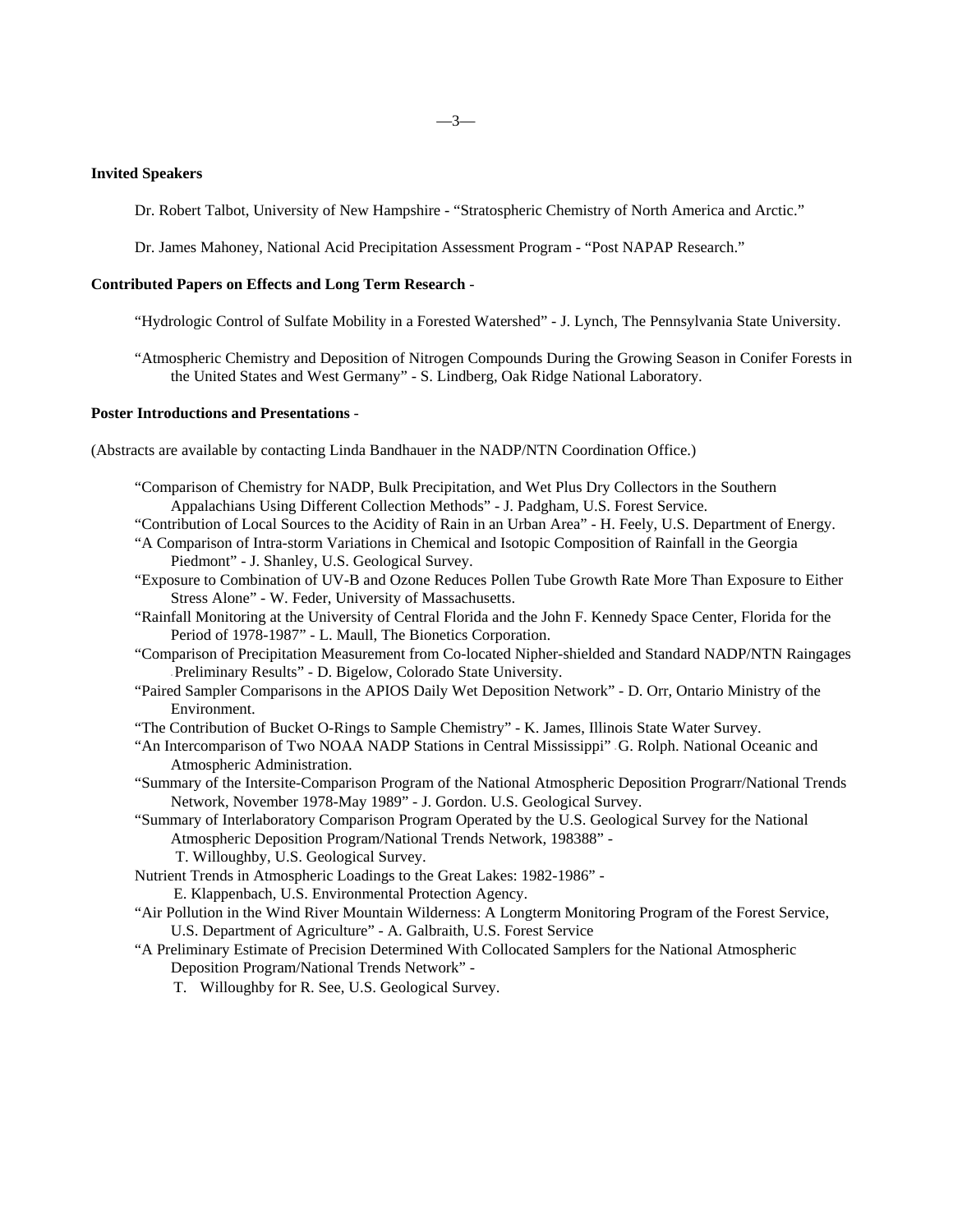**Invited Speakers**

Dr. Robert Talbot, University of New Hampshire - "Stratospheric Chemistry of North America and Arctic."

Dr. James Mahoney, National Acid Precipitation Assessment Program - "Post NAPAP Research."

**Contributed Papers on Effects and Long Term Research** -

"Hydrologic Control of Sulfate Mobility in a Forested Watershed" - J. Lynch, The Pennsylvania State University.

"Atmospheric Chemistry and Deposition of Nitrogen Compounds During the Growing Season in Conifer Forests in the United States and West Germany" - S. Lindberg, Oak Ridge National Laboratory.

**Poster Introductions and Presentations** -

(Abstracts are available by contacting Linda Bandhauer in the NADP/NTN Coordination Office.)

"Comparison of Chemistry for NADP, Bulk Precipitation, and Wet Plus Dry Collectors in the Southern Appalachians Using Different Collection Methods" - J. Padgham, U.S. Forest Service.

"Contribution of Local Sources to the Acidity of Rain in an Urban Area" - H. Feely, U.S. Department of Energy.

"A Comparison of Intra-storm Variations in Chemical and Isotopic Composition of Rainfall in the Georgia Piedmont" - J. Shanley, U.S. Geological Survey.

"Exposure to Combination of UV-B and Ozone Reduces Pollen Tube Growth Rate More Than Exposure to Either Stress Alone" - W. Feder, University of Massachusetts.

"Rainfall Monitoring at the University of Central Florida and the John F. Kennedy Space Center, Florida for the Period of 1978-1987" - L. Maull, The Bionetics Corporation.

"Comparison of Precipitation Measurement from Co-located Nipher-shielded and Standard NADP/NTN Raingages - Preliminary Results" - D. Bigelow, Colorado State University.

"Paired Sampler Comparisons in the APIOS Daily Wet Deposition Network" - D. Orr, Ontario Ministry of the Environment.

"The Contribution of Bucket O-Rings to Sample Chemistry" - K. James, Illinois State Water Survey.

"An Intercomparison of Two NOAA NADP Stations in Central Mississippi" - G. Rolph. National Oceanic and Atmospheric Administration.

"Summary of the Intersite-Comparison Program of the National Atmospheric Deposition Prograrr/National Trends Network, November 1978-May 1989" - J. Gordon. U.S. Geological Survey.

"Summary of Interlaboratory Comparison Program Operated by the U.S. Geological Survey for the National Atmospheric Deposition Program/National Trends Network, 198388" - T. Willoughby, U.S. Geological Survey.

Nutrient Trends in Atmospheric Loadings to the Great Lakes: 1982-1986" - E. Klappenbach, U.S. Environmental Protection Agency.

"Air Pollution in the Wind River Mountain Wilderness: A Longterm Monitoring Program of the Forest Service, U.S. Department of Agriculture" - A. Galbraith, U.S. Forest Service

"A Preliminary Estimate of Precision Determined With Collocated Samplers for the National Atmospheric Deposition Program/National Trends Network" - T. Willoughby for R. See, U.S. Geological Survey.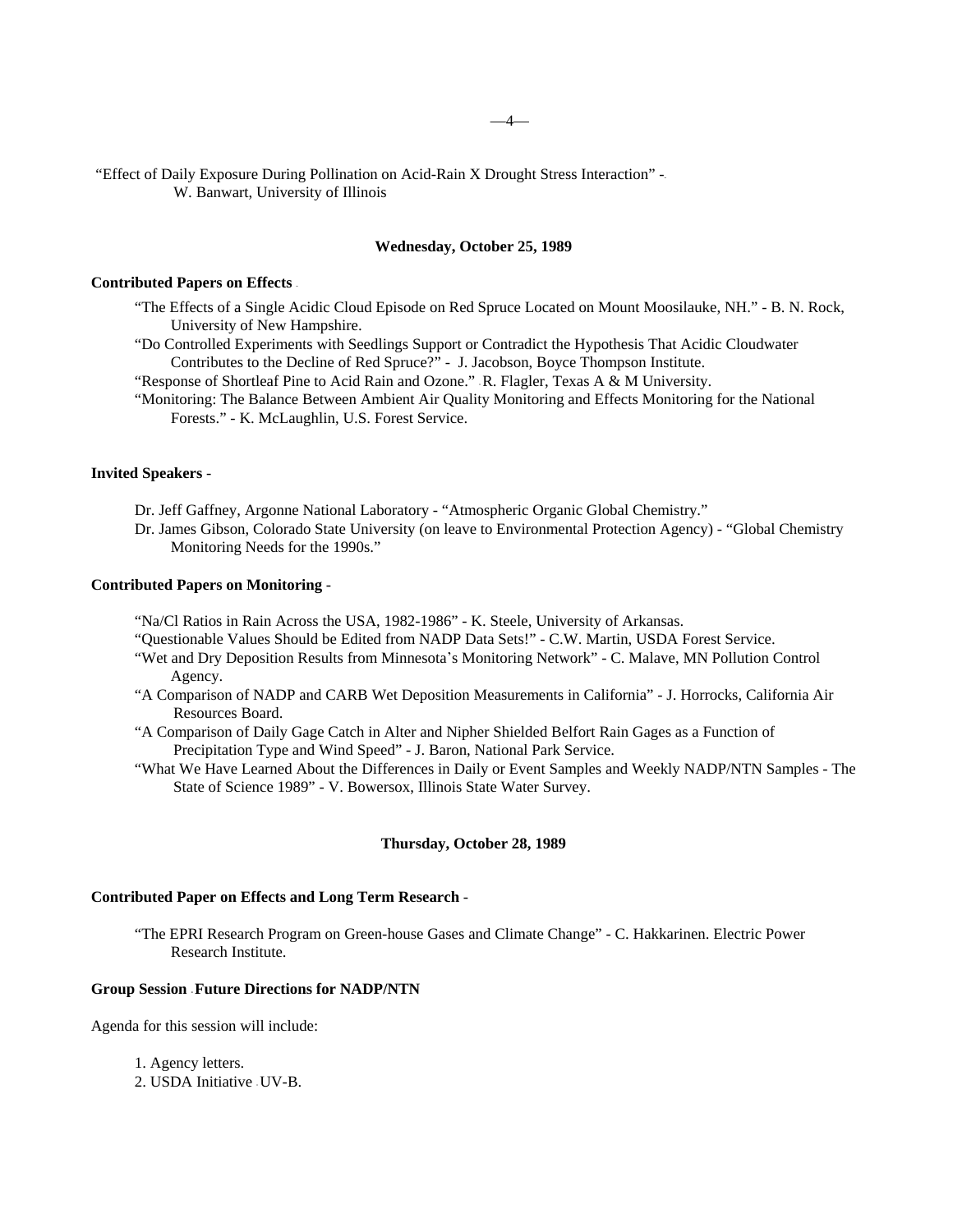"Effect of Daily Exposure During Pollination on Acid-Rain X Drought Stress Interaction" - W. Banwart, University of Illinois

**Wednesday, October 25, 1989**

**Contributed Papers on Effects** -

"The Effects of a Single Acidic Cloud Episode on Red Spruce Located on Mount Moosilauke, NH." - B. N. Rock, University of New Hampshire.
"Do Controlled Experiments with Seedlings Support or Contradict the Hypothesis That Acidic Cloudwater Contributes to the Decline of Red Spruce?" - J. Jacobson, Boyce Thompson Institute.
"Response of Shortleaf Pine to Acid Rain and Ozone." - R. Flagler, Texas A & M University.
"Monitoring: The Balance Between Ambient Air Quality Monitoring and Effects Monitoring for the National Forests." - K. McLaughlin, U.S. Forest Service.

**Invited Speakers** -

Dr. Jeff Gaffney, Argonne National Laboratory - "Atmospheric Organic Global Chemistry."
Dr. James Gibson, Colorado State University (on leave to Environmental Protection Agency) - "Global Chemistry Monitoring Needs for the 1990s."

**Contributed Papers on Monitoring** -

"Na/Cl Ratios in Rain Across the USA, 1982-1986" - K. Steele, University of Arkansas.
"Questionable Values Should be Edited from NADP Data Sets!" - C.W. Martin, USDA Forest Service.
"Wet and Dry Deposition Results from Minnesota's Monitoring Network" - C. Malave, MN Pollution Control Agency.
"A Comparison of NADP and CARB Wet Deposition Measurements in California" - J. Horrocks, California Air Resources Board.
"A Comparison of Daily Gage Catch in Alter and Nipher Shielded Belfort Rain Gages as a Function of Precipitation Type and Wind Speed" - J. Baron, National Park Service.
"What We Have Learned About the Differences in Daily or Event Samples and Weekly NADP/NTN Samples - The State of Science 1989" - V. Bowersox, Illinois State Water Survey.

**Thursday, October 28, 1989**

**Contributed Paper on Effects and Long Term Research** -

"The EPRI Research Program on Green-house Gases and Climate Change" - C. Hakkarinen. Electric Power Research Institute.

**Group Session - Future Directions for NADP/NTN**

Agenda for this session will include:

1. Agency letters.
2. USDA Initiative - UV-B.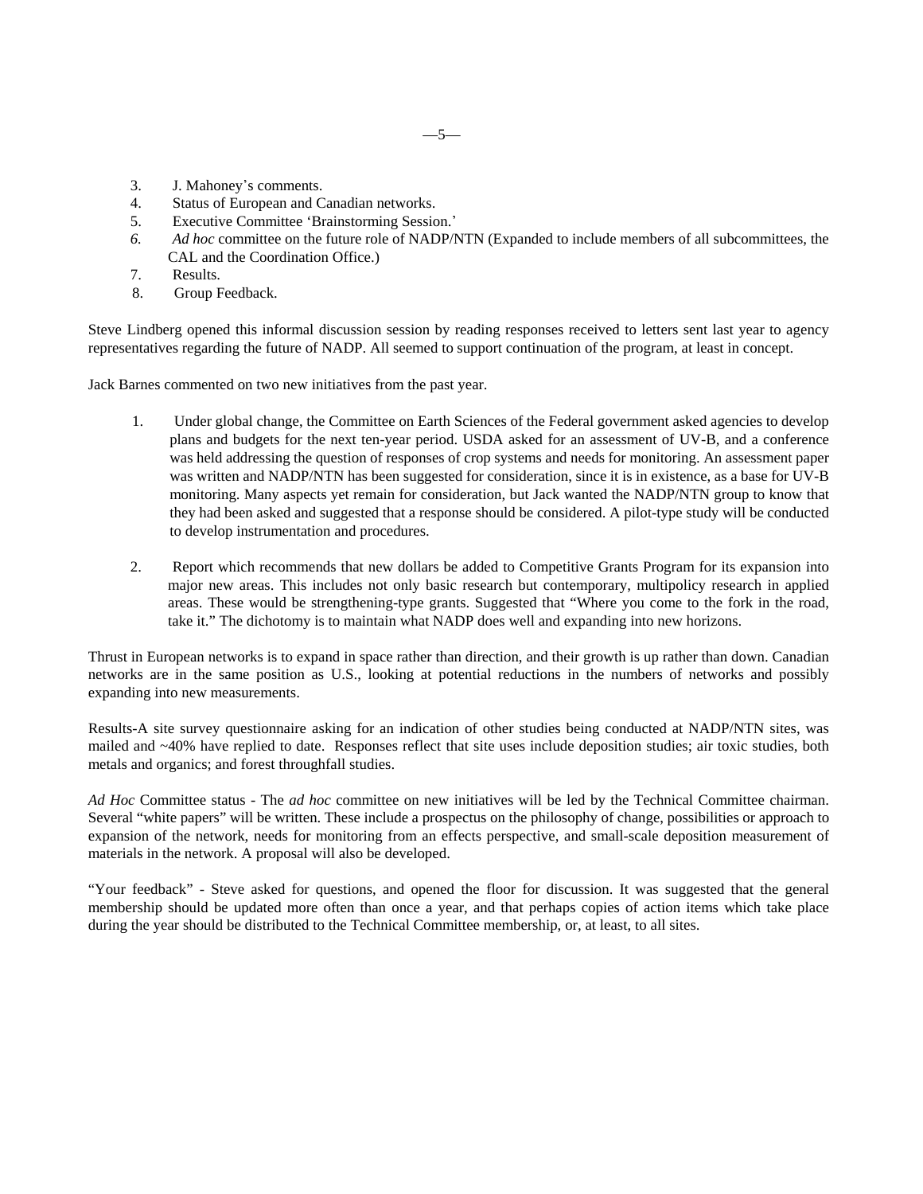3. J. Mahoney's comments.
4. Status of European and Canadian networks.
5. Executive Committee 'Brainstorming Session.'
6. *Ad hoc* committee on the future role of NADP/NTN (Expanded to include members of all subcommittees, the CAL and the Coordination Office.)
7. Results.
8. Group Feedback.

Steve Lindberg opened this informal discussion session by reading responses received to letters sent last year to agency representatives regarding the future of NADP. All seemed to support continuation of the program, at least in concept.

Jack Barnes commented on two new initiatives from the past year.

1. Under global change, the Committee on Earth Sciences of the Federal government asked agencies to develop plans and budgets for the next ten-year period. USDA asked for an assessment of UV-B, and a conference was held addressing the question of responses of crop systems and needs for monitoring. An assessment paper was written and NADP/NTN has been suggested for consideration, since it is in existence, as a base for UV-B monitoring. Many aspects yet remain for consideration, but Jack wanted the NADP/NTN group to know that they had been asked and suggested that a response should be considered. A pilot-type study will be conducted to develop instrumentation and procedures.

2. Report which recommends that new dollars be added to Competitive Grants Program for its expansion into major new areas. This includes not only basic research but contemporary, multipolicy research in applied areas. These would be strengthening-type grants. Suggested that "Where you come to the fork in the road, take it." The dichotomy is to maintain what NADP does well and expanding into new horizons.

Thrust in European networks is to expand in space rather than direction, and their growth is up rather than down. Canadian networks are in the same position as U.S., looking at potential reductions in the numbers of networks and possibly expanding into new measurements.

Results-A site survey questionnaire asking for an indication of other studies being conducted at NADP/NTN sites, was mailed and ~40% have replied to date. Responses reflect that site uses include deposition studies; air toxic studies, both metals and organics; and forest throughfall studies.

*Ad Hoc* Committee status - The *ad hoc* committee on new initiatives will be led by the Technical Committee chairman. Several "white papers" will be written. These include a prospectus on the philosophy of change, possibilities or approach to expansion of the network, needs for monitoring from an effects perspective, and small-scale deposition measurement of materials in the network. A proposal will also be developed.

"Your feedback" - Steve asked for questions, and opened the floor for discussion. It was suggested that the general membership should be updated more often than once a year, and that perhaps copies of action items which take place during the year should be distributed to the Technical Committee membership, or, at least, to all sites.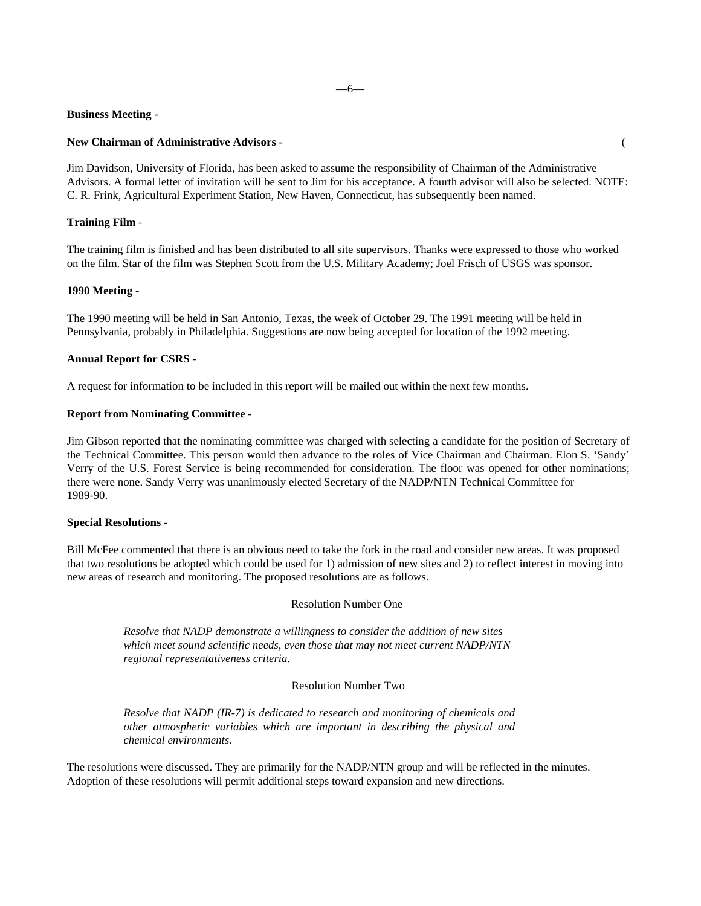**Business Meeting -**

**New Chairman of Administrative Advisors -**

Jim Davidson, University of Florida, has been asked to assume the responsibility of Chairman of the Administrative Advisors. A formal letter of invitation will be sent to Jim for his acceptance. A fourth advisor will also be selected. NOTE: C. R. Frink, Agricultural Experiment Station, New Haven, Connecticut, has subsequently been named.

**Training Film** -

The training film is finished and has been distributed to all site supervisors. Thanks were expressed to those who worked on the film. Star of the film was Stephen Scott from the U.S. Military Academy; Joel Frisch of USGS was sponsor.

**1990 Meeting** -

The 1990 meeting will be held in San Antonio, Texas, the week of October 29. The 1991 meeting will be held in Pennsylvania, probably in Philadelphia. Suggestions are now being accepted for location of the 1992 meeting.

**Annual Report for CSRS** -

A request for information to be included in this report will be mailed out within the next few months.

**Report from Nominating Committee -**

Jim Gibson reported that the nominating committee was charged with selecting a candidate for the position of Secretary of the Technical Committee. This person would then advance to the roles of Vice Chairman and Chairman. Elon S. 'Sandy' Verry of the U.S. Forest Service is being recommended for consideration. The floor was opened for other nominations; there were none. Sandy Verry was unanimously elected Secretary of the NADP/NTN Technical Committee for 1989-90.

**Special Resolutions** -

Bill McFee commented that there is an obvious need to take the fork in the road and consider new areas. It was proposed that two resolutions be adopted which could be used for 1) admission of new sites and 2) to reflect interest in moving into new areas of research and monitoring. The proposed resolutions are as follows.

Resolution Number One

*Resolve that NADP demonstrate a willingness to consider the addition of new sites which meet sound scientific needs, even those that may not meet current NADP/NTN regional representativeness criteria.*

Resolution Number Two

*Resolve that NADP (IR-7) is dedicated to research and monitoring of chemicals and other atmospheric variables which are important in describing the physical and chemical environments.*

The resolutions were discussed. They are primarily for the NADP/NTN group and will be reflected in the minutes. Adoption of these resolutions will permit additional steps toward expansion and new directions.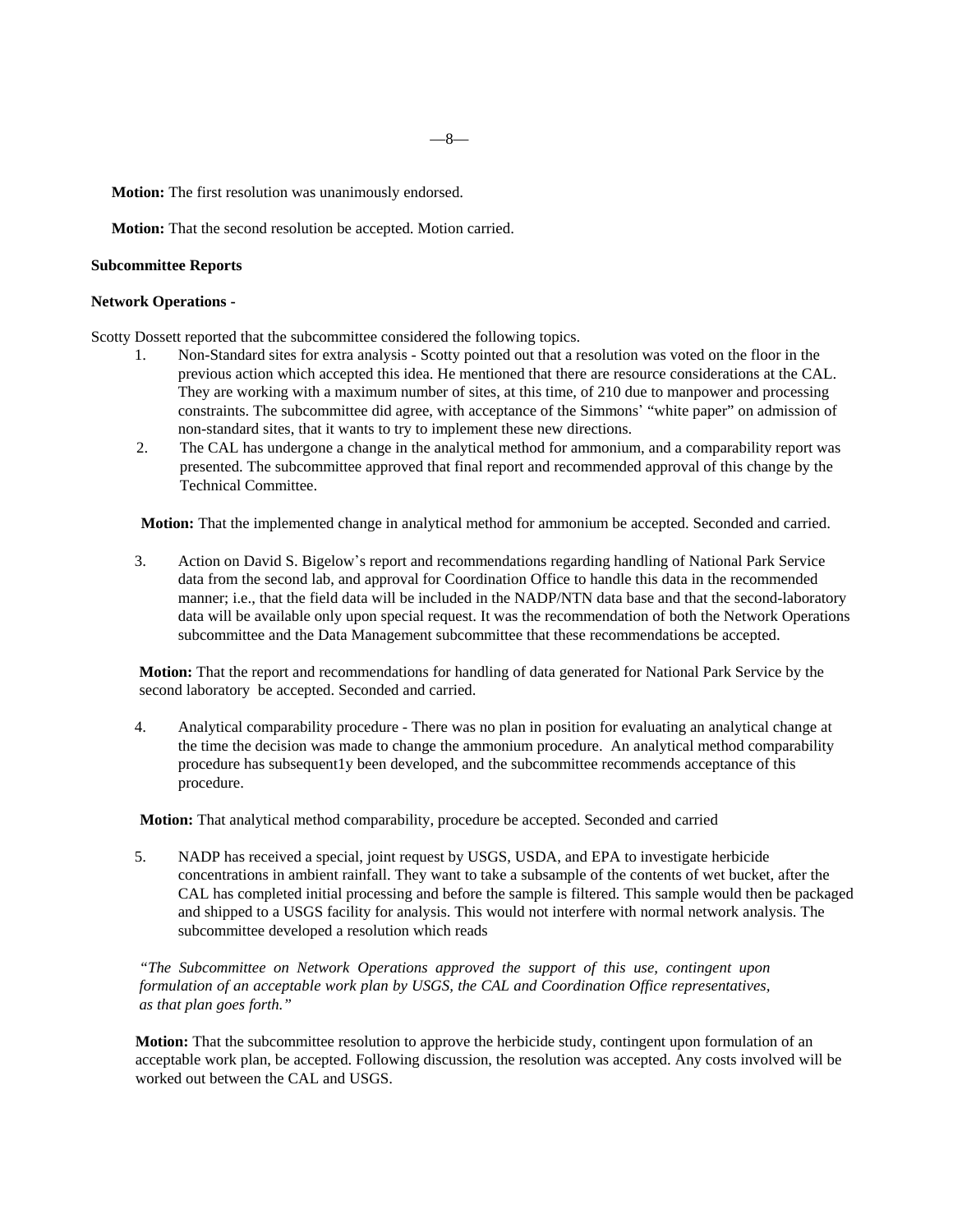**Motion:** The first resolution was unanimously endorsed.

**Motion:** That the second resolution be accepted. Motion carried.

**Subcommittee Reports**

**Network Operations -**

Scotty Dossett reported that the subcommittee considered the following topics.

1. Non-Standard sites for extra analysis - Scotty pointed out that a resolution was voted on the floor in the previous action which accepted this idea. He mentioned that there are resource considerations at the CAL. They are working with a maximum number of sites, at this time, of 210 due to manpower and processing constraints. The subcommittee did agree, with acceptance of the Simmons' "white paper" on admission of non-standard sites, that it wants to try to implement these new directions.
2. The CAL has undergone a change in the analytical method for ammonium, and a comparability report was presented. The subcommittee approved that final report and recommended approval of this change by the Technical Committee.

**Motion:** That the implemented change in analytical method for ammonium be accepted. Seconded and carried.

3. Action on David S. Bigelow's report and recommendations regarding handling of National Park Service data from the second lab, and approval for Coordination Office to handle this data in the recommended manner; i.e., that the field data will be included in the NADP/NTN data base and that the second-laboratory data will be available only upon special request. It was the recommendation of both the Network Operations subcommittee and the Data Management subcommittee that these recommendations be accepted.

**Motion:** That the report and recommendations for handling of data generated for National Park Service by the second laboratory be accepted. Seconded and carried.

4. Analytical comparability procedure - There was no plan in position for evaluating an analytical change at the time the decision was made to change the ammonium procedure. An analytical method comparability procedure has subsequent1y been developed, and the subcommittee recommends acceptance of this procedure.

**Motion:** That analytical method comparability, procedure be accepted. Seconded and carried

5. NADP has received a special, joint request by USGS, USDA, and EPA to investigate herbicide concentrations in ambient rainfall. They want to take a subsample of the contents of wet bucket, after the CAL has completed initial processing and before the sample is filtered. This sample would then be packaged and shipped to a USGS facility for analysis. This would not interfere with normal network analysis. The subcommittee developed a resolution which reads

*"The Subcommittee on Network Operations approved the support of this use, contingent upon formulation of an acceptable work plan by USGS, the CAL and Coordination Office representatives, as that plan goes forth."*

**Motion:** That the subcommittee resolution to approve the herbicide study, contingent upon formulation of an acceptable work plan, be accepted. Following discussion, the resolution was accepted. Any costs involved will be worked out between the CAL and USGS.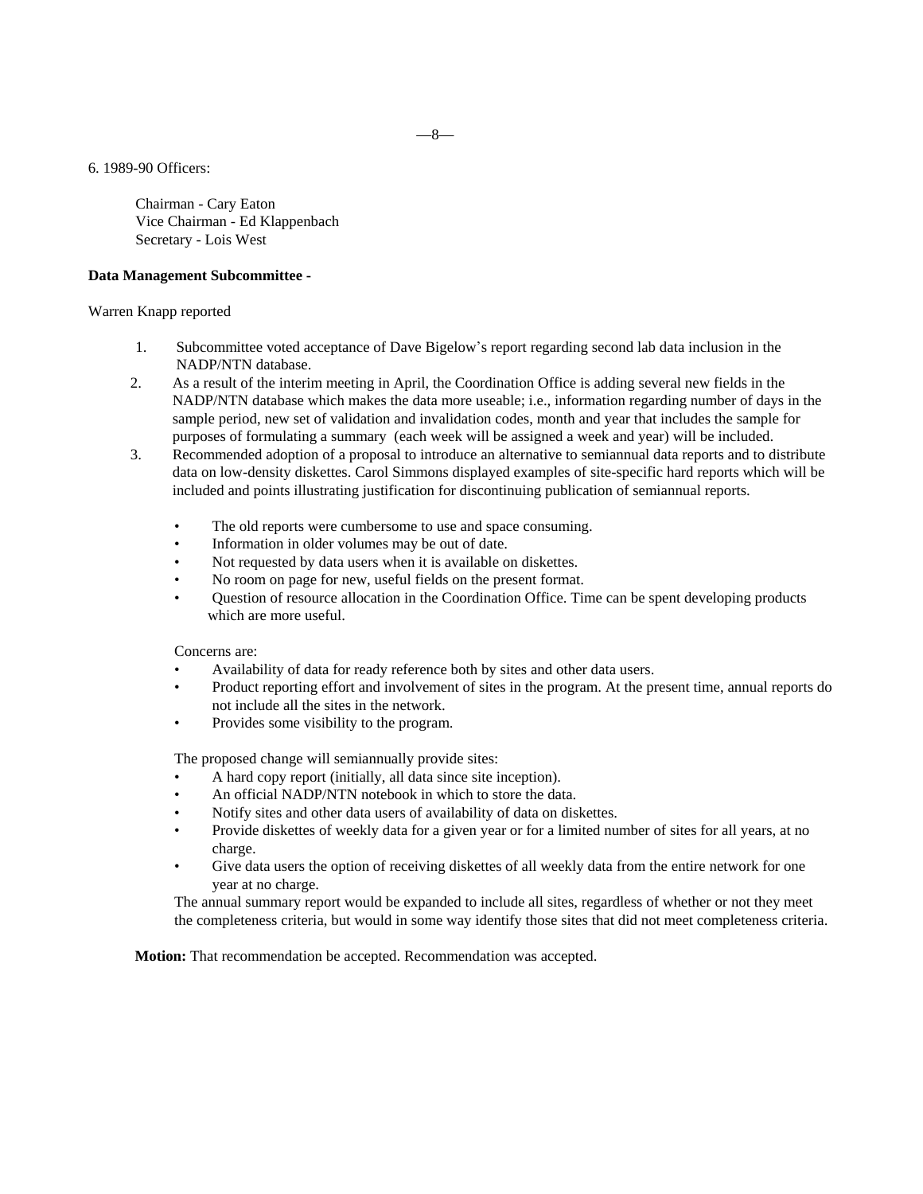6. 1989-90 Officers:

Chairman - Cary Eaton
Vice Chairman - Ed Klappenbach
Secretary - Lois West

**Data Management Subcommittee** -

Warren Knapp reported

1. Subcommittee voted acceptance of Dave Bigelow's report regarding second lab data inclusion in the NADP/NTN database.
2. As a result of the interim meeting in April, the Coordination Office is adding several new fields in the NADP/NTN database which makes the data more useable; i.e., information regarding number of days in the sample period, new set of validation and invalidation codes, month and year that includes the sample for purposes of formulating a summary (each week will be assigned a week and year) will be included.
3. Recommended adoption of a proposal to introduce an alternative to semiannual data reports and to distribute data on low-density diskettes. Carol Simmons displayed examples of site-specific hard reports which will be included and points illustrating justification for discontinuing publication of semiannual reports.

   - The old reports were cumbersome to use and space consuming.
   - Information in older volumes may be out of date.
   - Not requested by data users when it is available on diskettes.
   - No room on page for new, useful fields on the present format.
   - Question of resource allocation in the Coordination Office. Time can be spent developing products which are more useful.

   Concerns are:
   - Availability of data for ready reference both by sites and other data users.
   - Product reporting effort and involvement of sites in the program. At the present time, annual reports do not include all the sites in the network.
   - Provides some visibility to the program.

   The proposed change will semiannually provide sites:
   - A hard copy report (initially, all data since site inception).
   - An official NADP/NTN notebook in which to store the data.
   - Notify sites and other data users of availability of data on diskettes.
   - Provide diskettes of weekly data for a given year or for a limited number of sites for all years, at no charge.
   - Give data users the option of receiving diskettes of all weekly data from the entire network for one year at no charge.

   The annual summary report would be expanded to include all sites, regardless of whether or not they meet the completeness criteria, but would in some way identify those sites that did not meet completeness criteria.

**Motion:** That recommendation be accepted. Recommendation was accepted.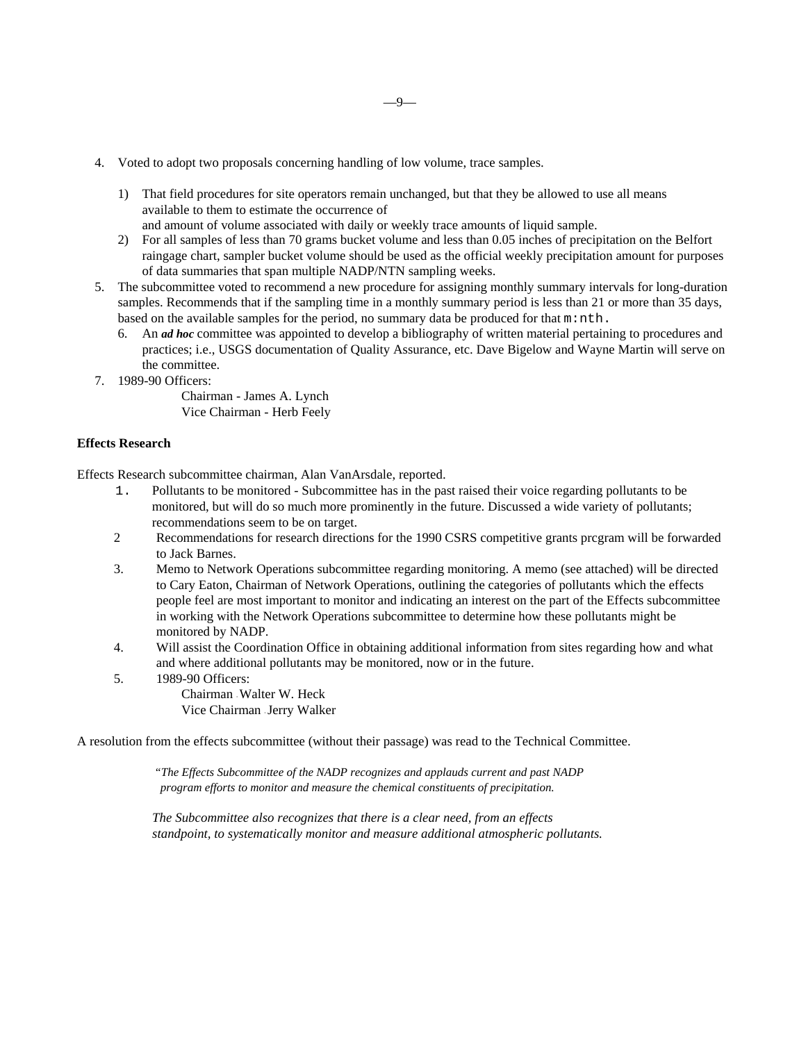4. Voted to adopt two proposals concerning handling of low volume, trace samples.

   1) That field procedures for site operators remain unchanged, but that they be allowed to use all means available to them to estimate the occurrence of
   and amount of volume associated with daily or weekly trace amounts of liquid sample.
   2) For all samples of less than 70 grams bucket volume and less than 0.05 inches of precipitation on the Belfort raingage chart, sampler bucket volume should be used as the official weekly precipitation amount for purposes of data summaries that span multiple NADP/NTN sampling weeks.

5. The subcommittee voted to recommend a new procedure for assigning monthly summary intervals for long-duration samples. Recommends that if the sampling time in a monthly summary period is less than 21 or more than 35 days, based on the available samples for the period, no summary data be produced for that m:nth.

   6. An ***ad hoc*** committee was appointed to develop a bibliography of written material pertaining to procedures and practices; i.e., USGS documentation of Quality Assurance, etc. Dave Bigelow and Wayne Martin will serve on the committee.

7. 1989-90 Officers:

   Chairman - James A. Lynch
   Vice Chairman - Herb Feely

**Effects Research**

Effects Research subcommittee chairman, Alan VanArsdale, reported.

1. Pollutants to be monitored - Subcommittee has in the past raised their voice regarding pollutants to be monitored, but will do so much more prominently in the future. Discussed a wide variety of pollutants; recommendations seem to be on target.
2. Recommendations for research directions for the 1990 CSRS competitive grants prcgram will be forwarded to Jack Barnes.
3. Memo to Network Operations subcommittee regarding monitoring. A memo (see attached) will be directed to Cary Eaton, Chairman of Network Operations, outlining the categories of pollutants which the effects people feel are most important to monitor and indicating an interest on the part of the Effects subcommittee in working with the Network Operations subcommittee to determine how these pollutants might be monitored by NADP.
4. Will assist the Coordination Office in obtaining additional information from sites regarding how and what and where additional pollutants may be monitored, now or in the future.
5. 1989-90 Officers:

   Chairman - Walter W. Heck
   Vice Chairman - Jerry Walker

A resolution from the effects subcommittee (without their passage) was read to the Technical Committee.

> *"The Effects Subcommittee of the NADP recognizes and applauds current and past NADP program efforts to monitor and measure the chemical constituents of precipitation.*
>
> *The Subcommittee also recognizes that there is a clear need, from an effects standpoint, to systematically monitor and measure additional atmospheric pollutants.*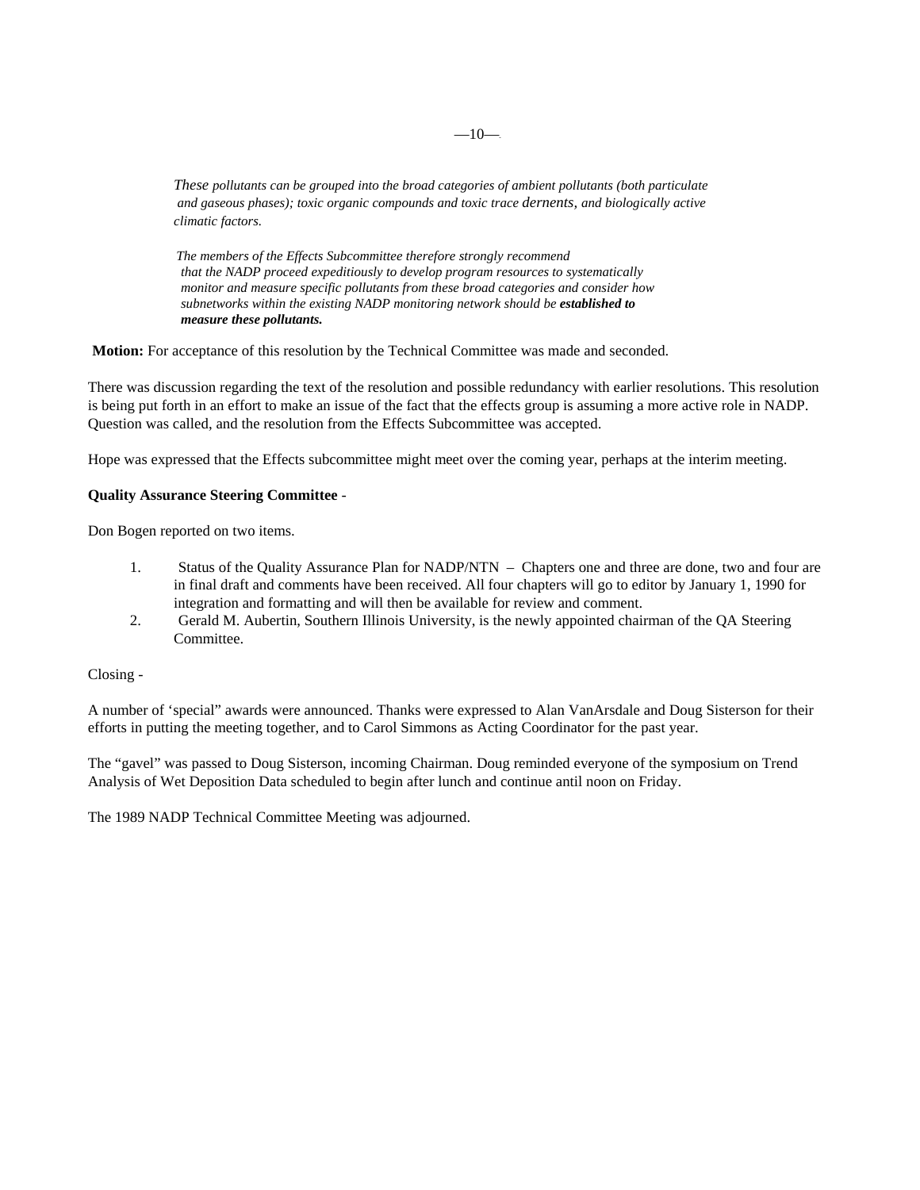*These pollutants can be grouped into the broad categories of ambient pollutants (both particulate and gaseous phases); toxic organic compounds and toxic trace dernents, and biologically active climatic factors.*

*The members of the Effects Subcommittee therefore strongly recommend that the NADP proceed expeditiously to develop program resources to systematically monitor and measure specific pollutants from these broad categories and consider how subnetworks within the existing NADP monitoring network should be* ***established to measure these pollutants.***

**Motion:** For acceptance of this resolution by the Technical Committee was made and seconded.

There was discussion regarding the text of the resolution and possible redundancy with earlier resolutions. This resolution is being put forth in an effort to make an issue of the fact that the effects group is assuming a more active role in NADP. Question was called, and the resolution from the Effects Subcommittee was accepted.

Hope was expressed that the Effects subcommittee might meet over the coming year, perhaps at the interim meeting.

**Quality Assurance Steering Committee** -

Don Bogen reported on two items.

1. Status of the Quality Assurance Plan for NADP/NTN – Chapters one and three are done, two and four are in final draft and comments have been received. All four chapters will go to editor by January 1, 1990 for integration and formatting and will then be available for review and comment.
2. Gerald M. Aubertin, Southern Illinois University, is the newly appointed chairman of the QA Steering Committee.

Closing -

A number of 'special" awards were announced. Thanks were expressed to Alan VanArsdale and Doug Sisterson for their efforts in putting the meeting together, and to Carol Simmons as Acting Coordinator for the past year.

The "gavel" was passed to Doug Sisterson, incoming Chairman. Doug reminded everyone of the symposium on Trend Analysis of Wet Deposition Data scheduled to begin after lunch and continue antil noon on Friday.

The 1989 NADP Technical Committee Meeting was adjourned.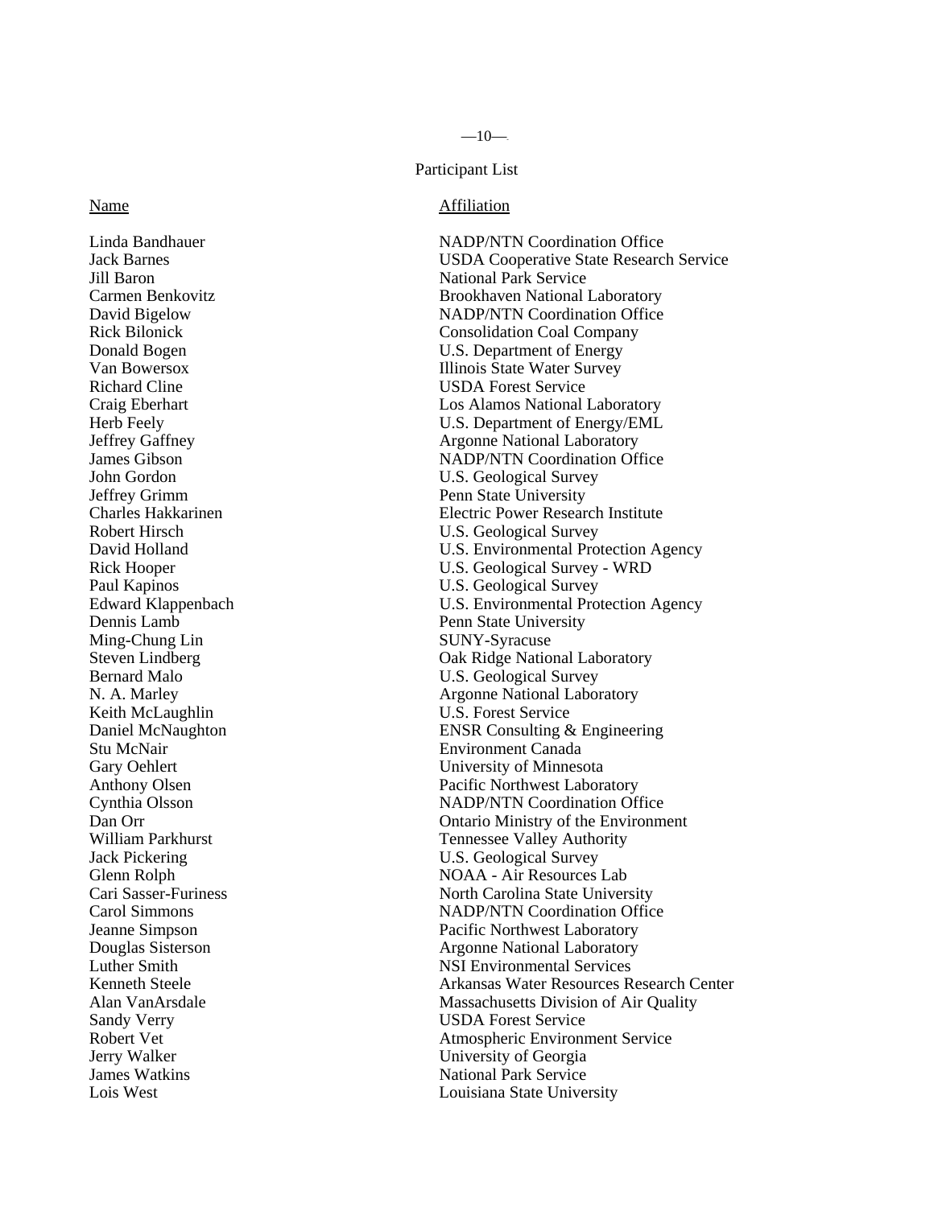Participant List

| Name | Affiliation |
| --- | --- |
| Linda Bandhauer | NADP/NTN Coordination Office |
| Jack Barnes | USDA Cooperative State Research Service |
| Jill Baron | National Park Service |
| Carmen Benkovitz | Brookhaven National Laboratory |
| David Bigelow | NADP/NTN Coordination Office |
| Rick Bilonick | Consolidation Coal Company |
| Donald Bogen | U.S. Department of Energy |
| Van Bowersox | Illinois State Water Survey |
| Richard Cline | USDA Forest Service |
| Craig Eberhart | Los Alamos National Laboratory |
| Herb Feely | U.S. Department of Energy/EML |
| Jeffrey Gaffney | Argonne National Laboratory |
| James Gibson | NADP/NTN Coordination Office |
| John Gordon | U.S. Geological Survey |
| Jeffrey Grimm | Penn State University |
| Charles Hakkarinen | Electric Power Research Institute |
| Robert Hirsch | U.S. Geological Survey |
| David Holland | U.S. Environmental Protection Agency |
| Rick Hooper | U.S. Geological Survey - WRD |
| Paul Kapinos | U.S. Geological Survey |
| Edward Klappenbach | U.S. Environmental Protection Agency |
| Dennis Lamb | Penn State University |
| Ming-Chung Lin | SUNY-Syracuse |
| Steven Lindberg | Oak Ridge National Laboratory |
| Bernard Malo | U.S. Geological Survey |
| N. A. Marley | Argonne National Laboratory |
| Keith McLaughlin | U.S. Forest Service |
| Daniel McNaughton | ENSR Consulting & Engineering |
| Stu McNair | Environment Canada |
| Gary Oehlert | University of Minnesota |
| Anthony Olsen | Pacific Northwest Laboratory |
| Cynthia Olsson | NADP/NTN Coordination Office |
| Dan Orr | Ontario Ministry of the Environment |
| William Parkhurst | Tennessee Valley Authority |
| Jack Pickering | U.S. Geological Survey |
| Glenn Rolph | NOAA - Air Resources Lab |
| Cari Sasser-Furiness | North Carolina State University |
| Carol Simmons | NADP/NTN Coordination Office |
| Jeanne Simpson | Pacific Northwest Laboratory |
| Douglas Sisterson | Argonne National Laboratory |
| Luther Smith | NSI Environmental Services |
| Kenneth Steele | Arkansas Water Resources Research Center |
| Alan VanArsdale | Massachusetts Division of Air Quality |
| Sandy Verry | USDA Forest Service |
| Robert Vet | Atmospheric Environment Service |
| Jerry Walker | University of Georgia |
| James Watkins | National Park Service |
| Lois West | Louisiana State University |